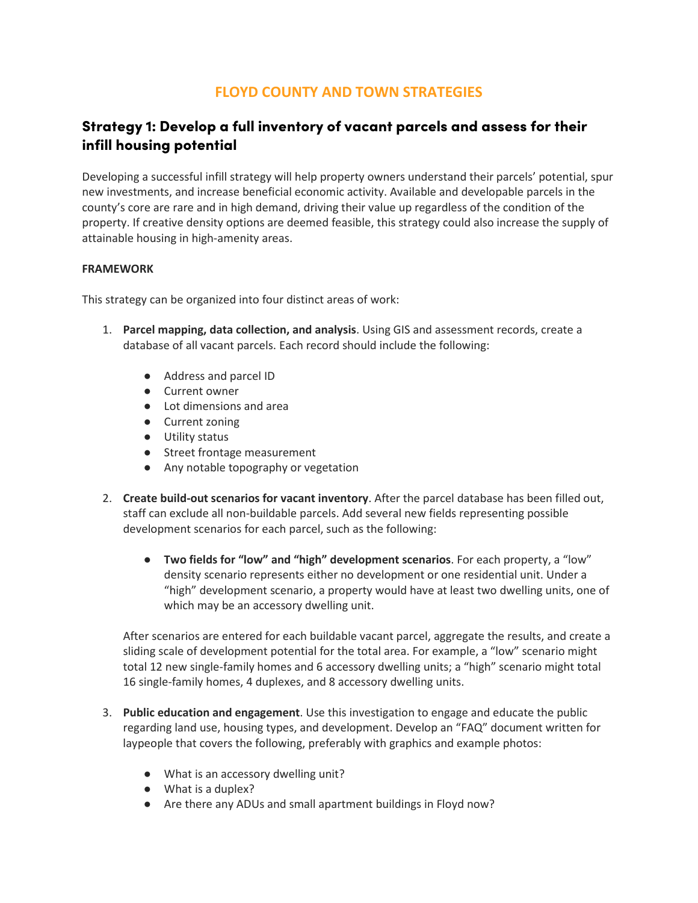# FLOYD COUNTY AND TOWN STRATEGIES

## Strategy 1: Develop a full inventory of vacant parcels and assess for their infill housing potential

Developing a successful infill strategy will help property owners understand their parcels' potential, spur new investments, and increase beneficial economic activity. Available and developable parcels in the county's core are rare and in high demand, driving their value up regardless of the condition of the property. If creative density options are deemed feasible, this strategy could also increase the supply of attainable housing in high-amenity areas.

**FRAMEWORK**

This strategy can be organized into four distinct areas of work:

1. **Parcel mapping, data collection, and analysis**. Using GIS and assessment records, create a database of all vacant parcels. Each record should include the following:

    - Address and parcel ID
    - Current owner
    - Lot dimensions and area
    - Current zoning
    - Utility status
    - Street frontage measurement
    - Any notable topography or vegetation

2. **Create build-out scenarios for vacant inventory**. After the parcel database has been filled out, staff can exclude all non-buildable parcels. Add several new fields representing possible development scenarios for each parcel, such as the following:

    - **Two fields for "low" and "high" development scenarios**. For each property, a "low" density scenario represents either no development or one residential unit. Under a "high" development scenario, a property would have at least two dwelling units, one of which may be an accessory dwelling unit.

    After scenarios are entered for each buildable vacant parcel, aggregate the results, and create a sliding scale of development potential for the total area. For example, a "low" scenario might total 12 new single-family homes and 6 accessory dwelling units; a "high" scenario might total 16 single-family homes, 4 duplexes, and 8 accessory dwelling units.

3. **Public education and engagement**. Use this investigation to engage and educate the public regarding land use, housing types, and development. Develop an "FAQ" document written for laypeople that covers the following, preferably with graphics and example photos:

    - What is an accessory dwelling unit?
    - What is a duplex?
    - Are there any ADUs and small apartment buildings in Floyd now?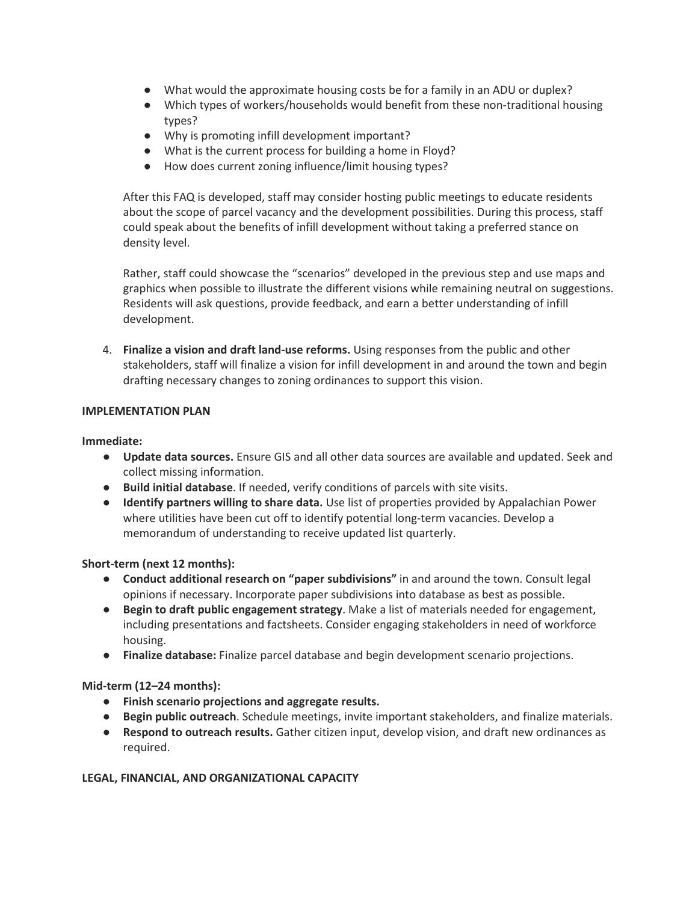- What would the approximate housing costs be for a family in an ADU or duplex?
- Which types of workers/households would benefit from these non-traditional housing types?
- Why is promoting infill development important?
- What is the current process for building a home in Floyd?
- How does current zoning influence/limit housing types?

After this FAQ is developed, staff may consider hosting public meetings to educate residents about the scope of parcel vacancy and the development possibilities. During this process, staff could speak about the benefits of infill development without taking a preferred stance on density level.

Rather, staff could showcase the "scenarios" developed in the previous step and use maps and graphics when possible to illustrate the different visions while remaining neutral on suggestions. Residents will ask questions, provide feedback, and earn a better understanding of infill development.

4. **Finalize a vision and draft land-use reforms.** Using responses from the public and other stakeholders, staff will finalize a vision for infill development in and around the town and begin drafting necessary changes to zoning ordinances to support this vision.

**IMPLEMENTATION PLAN**

**Immediate:**

- **Update data sources.** Ensure GIS and all other data sources are available and updated. Seek and collect missing information.
- **Build initial database**. If needed, verify conditions of parcels with site visits.
- **Identify partners willing to share data.** Use list of properties provided by Appalachian Power where utilities have been cut off to identify potential long-term vacancies. Develop a memorandum of understanding to receive updated list quarterly.

**Short-term (next 12 months):**

- **Conduct additional research on "paper subdivisions"** in and around the town. Consult legal opinions if necessary. Incorporate paper subdivisions into database as best as possible.
- **Begin to draft public engagement strategy**. Make a list of materials needed for engagement, including presentations and factsheets. Consider engaging stakeholders in need of workforce housing.
- **Finalize database:** Finalize parcel database and begin development scenario projections.

**Mid-term (12–24 months):**

- **Finish scenario projections and aggregate results.**
- **Begin public outreach**. Schedule meetings, invite important stakeholders, and finalize materials.
- **Respond to outreach results.** Gather citizen input, develop vision, and draft new ordinances as required.

**LEGAL, FINANCIAL, AND ORGANIZATIONAL CAPACITY**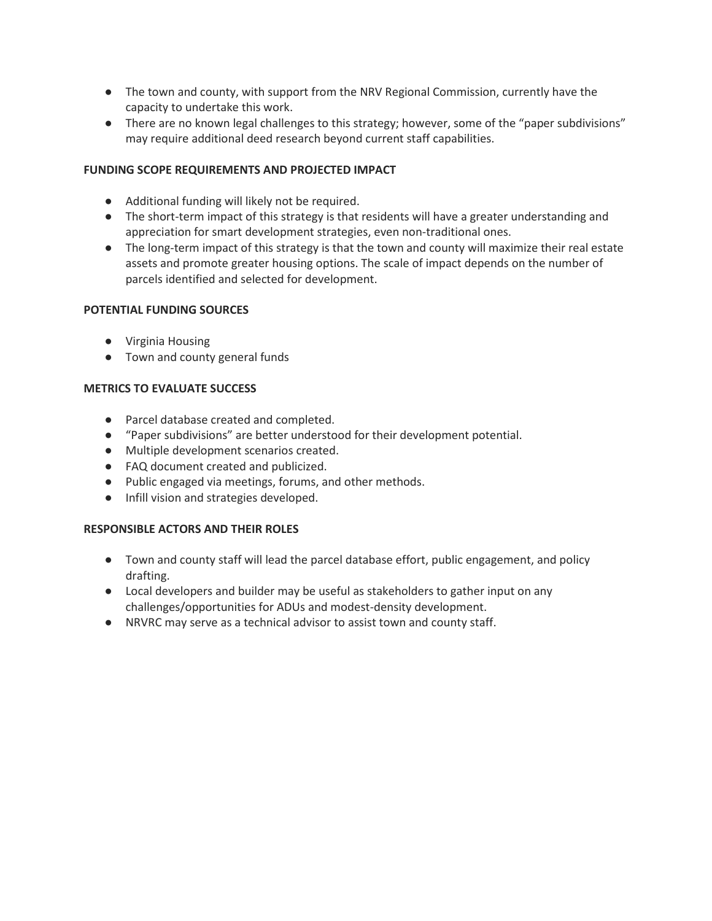- The town and county, with support from the NRV Regional Commission, currently have the capacity to undertake this work.
- There are no known legal challenges to this strategy; however, some of the "paper subdivisions" may require additional deed research beyond current staff capabilities.

**FUNDING SCOPE REQUIREMENTS AND PROJECTED IMPACT**

- Additional funding will likely not be required.
- The short-term impact of this strategy is that residents will have a greater understanding and appreciation for smart development strategies, even non-traditional ones.
- The long-term impact of this strategy is that the town and county will maximize their real estate assets and promote greater housing options. The scale of impact depends on the number of parcels identified and selected for development.

**POTENTIAL FUNDING SOURCES**

- Virginia Housing
- Town and county general funds

**METRICS TO EVALUATE SUCCESS**

- Parcel database created and completed.
- "Paper subdivisions" are better understood for their development potential.
- Multiple development scenarios created.
- FAQ document created and publicized.
- Public engaged via meetings, forums, and other methods.
- Infill vision and strategies developed.

**RESPONSIBLE ACTORS AND THEIR ROLES**

- Town and county staff will lead the parcel database effort, public engagement, and policy drafting.
- Local developers and builder may be useful as stakeholders to gather input on any challenges/opportunities for ADUs and modest-density development.
- NRVRC may serve as a technical advisor to assist town and county staff.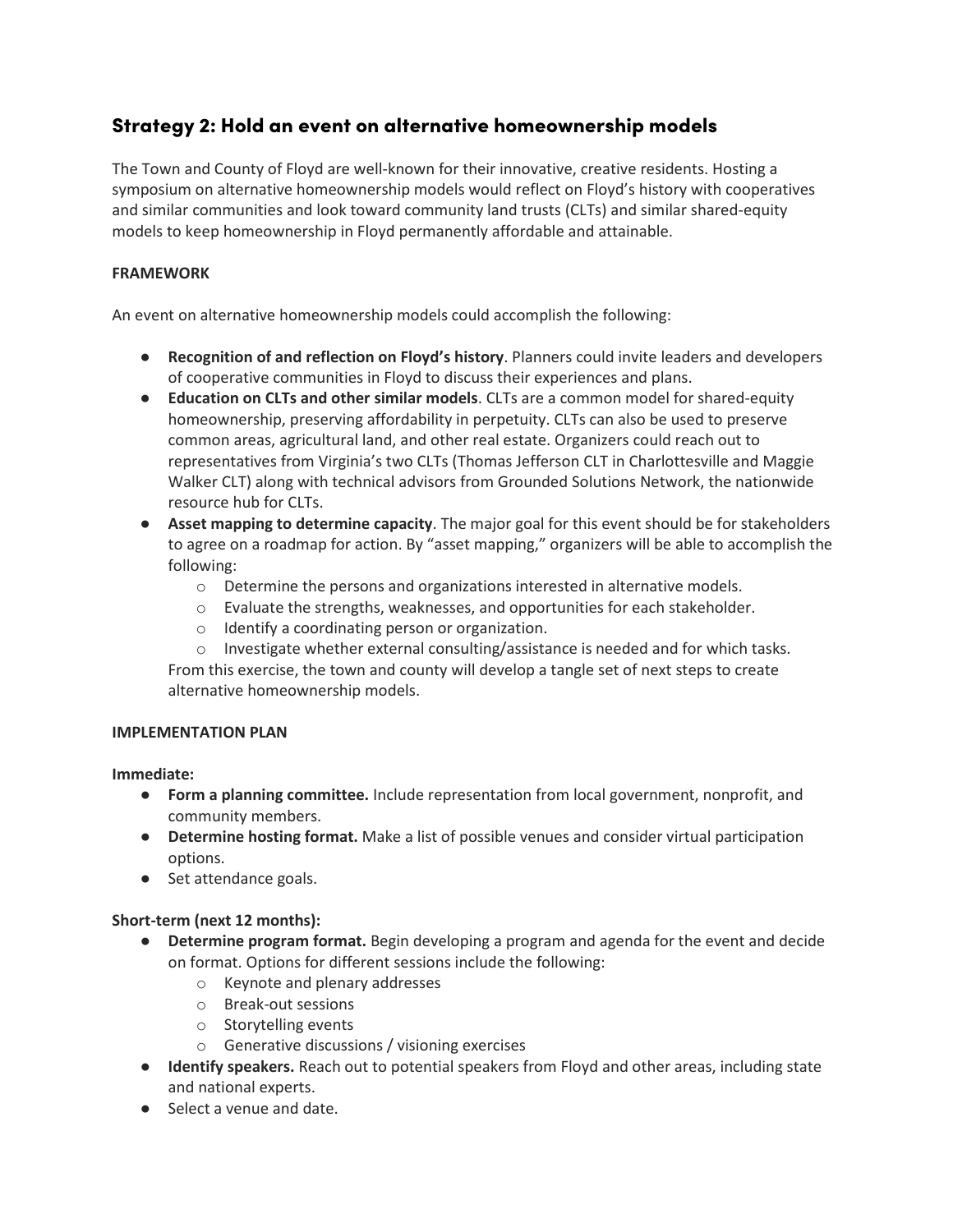## Strategy 2: Hold an event on alternative homeownership models

The Town and County of Floyd are well-known for their innovative, creative residents. Hosting a symposium on alternative homeownership models would reflect on Floyd's history with cooperatives and similar communities and look toward community land trusts (CLTs) and similar shared-equity models to keep homeownership in Floyd permanently affordable and attainable.

**FRAMEWORK**

An event on alternative homeownership models could accomplish the following:

- **Recognition of and reflection on Floyd's history**. Planners could invite leaders and developers of cooperative communities in Floyd to discuss their experiences and plans.
- **Education on CLTs and other similar models**. CLTs are a common model for shared-equity homeownership, preserving affordability in perpetuity. CLTs can also be used to preserve common areas, agricultural land, and other real estate. Organizers could reach out to representatives from Virginia's two CLTs (Thomas Jefferson CLT in Charlottesville and Maggie Walker CLT) along with technical advisors from Grounded Solutions Network, the nationwide resource hub for CLTs.
- **Asset mapping to determine capacity**. The major goal for this event should be for stakeholders to agree on a roadmap for action. By "asset mapping," organizers will be able to accomplish the following:
    - Determine the persons and organizations interested in alternative models.
    - Evaluate the strengths, weaknesses, and opportunities for each stakeholder.
    - Identify a coordinating person or organization.
    - Investigate whether external consulting/assistance is needed and for which tasks.

  From this exercise, the town and county will develop a tangle set of next steps to create alternative homeownership models.

**IMPLEMENTATION PLAN**

**Immediate:**

- **Form a planning committee.** Include representation from local government, nonprofit, and community members.
- **Determine hosting format.** Make a list of possible venues and consider virtual participation options.
- Set attendance goals.

**Short-term (next 12 months):**

- **Determine program format.** Begin developing a program and agenda for the event and decide on format. Options for different sessions include the following:
    - Keynote and plenary addresses
    - Break-out sessions
    - Storytelling events
    - Generative discussions / visioning exercises
- **Identify speakers.** Reach out to potential speakers from Floyd and other areas, including state and national experts.
- Select a venue and date.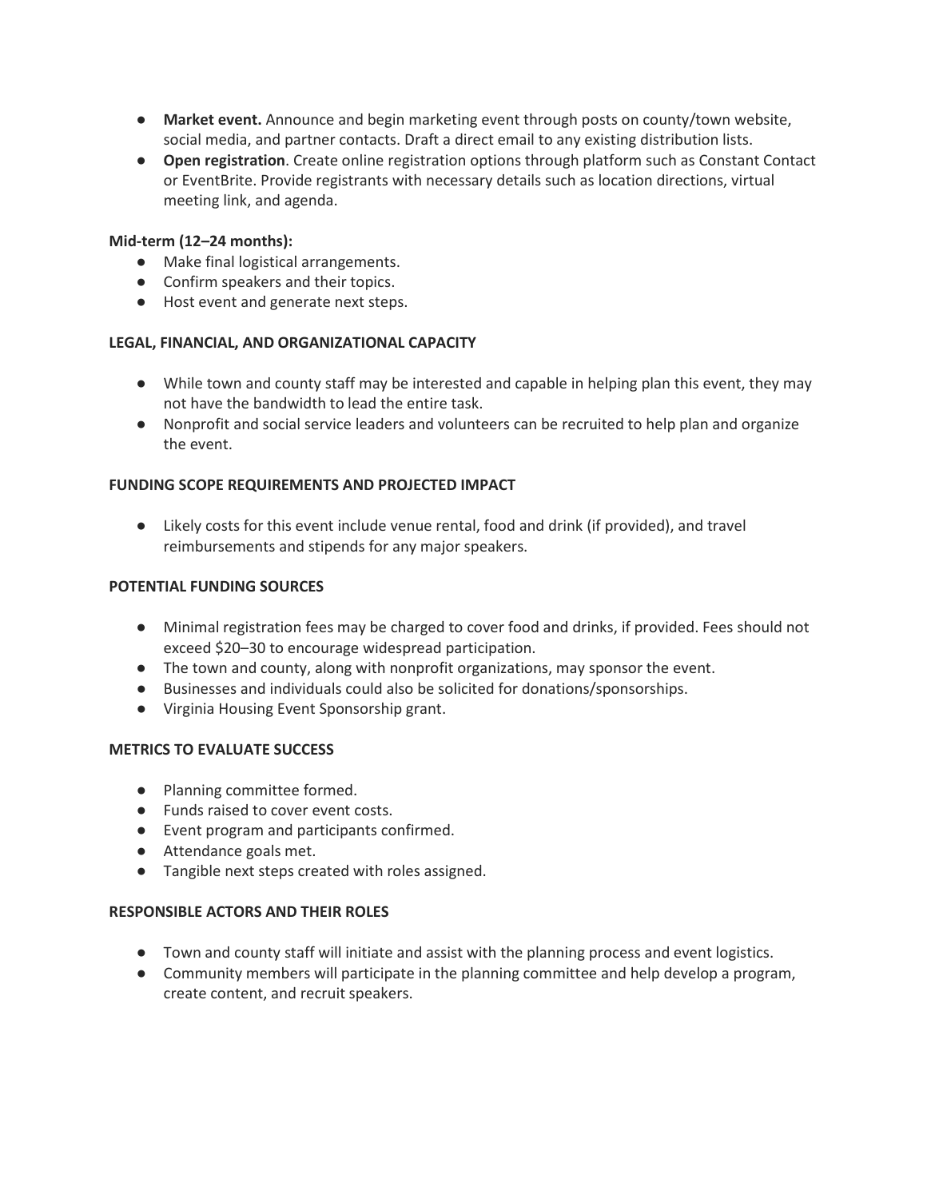- **Market event.** Announce and begin marketing event through posts on county/town website, social media, and partner contacts. Draft a direct email to any existing distribution lists.
- **Open registration**. Create online registration options through platform such as Constant Contact or EventBrite. Provide registrants with necessary details such as location directions, virtual meeting link, and agenda.

**Mid-term (12–24 months):**

- Make final logistical arrangements.
- Confirm speakers and their topics.
- Host event and generate next steps.

#### LEGAL, FINANCIAL, AND ORGANIZATIONAL CAPACITY

- While town and county staff may be interested and capable in helping plan this event, they may not have the bandwidth to lead the entire task.
- Nonprofit and social service leaders and volunteers can be recruited to help plan and organize the event.

#### FUNDING SCOPE REQUIREMENTS AND PROJECTED IMPACT

- Likely costs for this event include venue rental, food and drink (if provided), and travel reimbursements and stipends for any major speakers.

#### POTENTIAL FUNDING SOURCES

- Minimal registration fees may be charged to cover food and drinks, if provided. Fees should not exceed $20–30 to encourage widespread participation.
- The town and county, along with nonprofit organizations, may sponsor the event.
- Businesses and individuals could also be solicited for donations/sponsorships.
- Virginia Housing Event Sponsorship grant.

#### METRICS TO EVALUATE SUCCESS

- Planning committee formed.
- Funds raised to cover event costs.
- Event program and participants confirmed.
- Attendance goals met.
- Tangible next steps created with roles assigned.

#### RESPONSIBLE ACTORS AND THEIR ROLES

- Town and county staff will initiate and assist with the planning process and event logistics.
- Community members will participate in the planning committee and help develop a program, create content, and recruit speakers.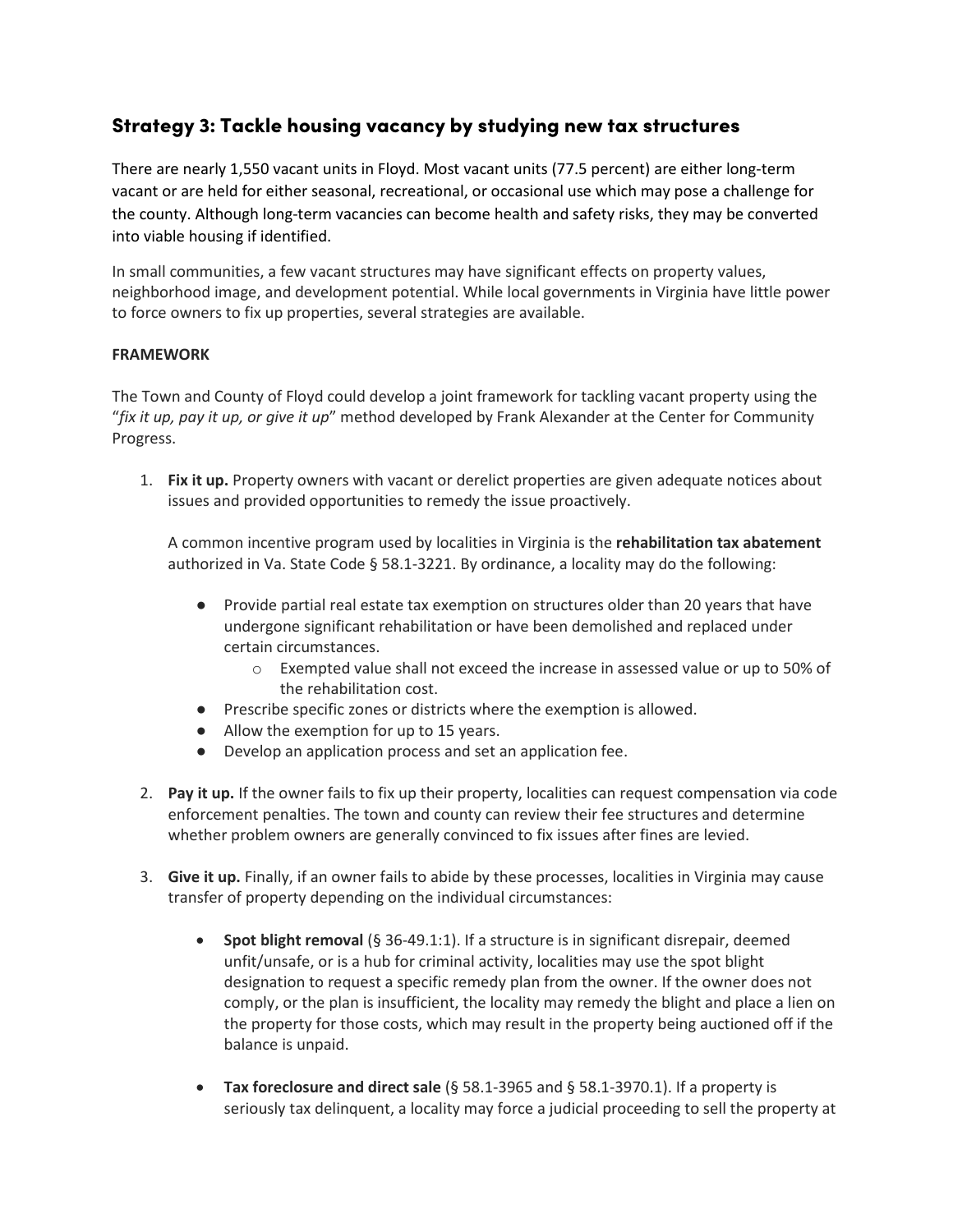## Strategy 3: Tackle housing vacancy by studying new tax structures

There are nearly 1,550 vacant units in Floyd. Most vacant units (77.5 percent) are either long-term vacant or are held for either seasonal, recreational, or occasional use which may pose a challenge for the county. Although long-term vacancies can become health and safety risks, they may be converted into viable housing if identified.

In small communities, a few vacant structures may have significant effects on property values, neighborhood image, and development potential. While local governments in Virginia have little power to force owners to fix up properties, several strategies are available.

**FRAMEWORK**

The Town and County of Floyd could develop a joint framework for tackling vacant property using the "*fix it up, pay it up, or give it up*" method developed by Frank Alexander at the Center for Community Progress.

1. **Fix it up.** Property owners with vacant or derelict properties are given adequate notices about issues and provided opportunities to remedy the issue proactively.

   A common incentive program used by localities in Virginia is the **rehabilitation tax abatement** authorized in Va. State Code § 58.1-3221. By ordinance, a locality may do the following:

   - Provide partial real estate tax exemption on structures older than 20 years that have undergone significant rehabilitation or have been demolished and replaced under certain circumstances.
     - Exempted value shall not exceed the increase in assessed value or up to 50% of the rehabilitation cost.
   - Prescribe specific zones or districts where the exemption is allowed.
   - Allow the exemption for up to 15 years.
   - Develop an application process and set an application fee.

2. **Pay it up.** If the owner fails to fix up their property, localities can request compensation via code enforcement penalties. The town and county can review their fee structures and determine whether problem owners are generally convinced to fix issues after fines are levied.

3. **Give it up.** Finally, if an owner fails to abide by these processes, localities in Virginia may cause transfer of property depending on the individual circumstances:

   - **Spot blight removal** (§ 36-49.1:1). If a structure is in significant disrepair, deemed unfit/unsafe, or is a hub for criminal activity, localities may use the spot blight designation to request a specific remedy plan from the owner. If the owner does not comply, or the plan is insufficient, the locality may remedy the blight and place a lien on the property for those costs, which may result in the property being auctioned off if the balance is unpaid.

   - **Tax foreclosure and direct sale** (§ 58.1-3965 and § 58.1-3970.1). If a property is seriously tax delinquent, a locality may force a judicial proceeding to sell the property at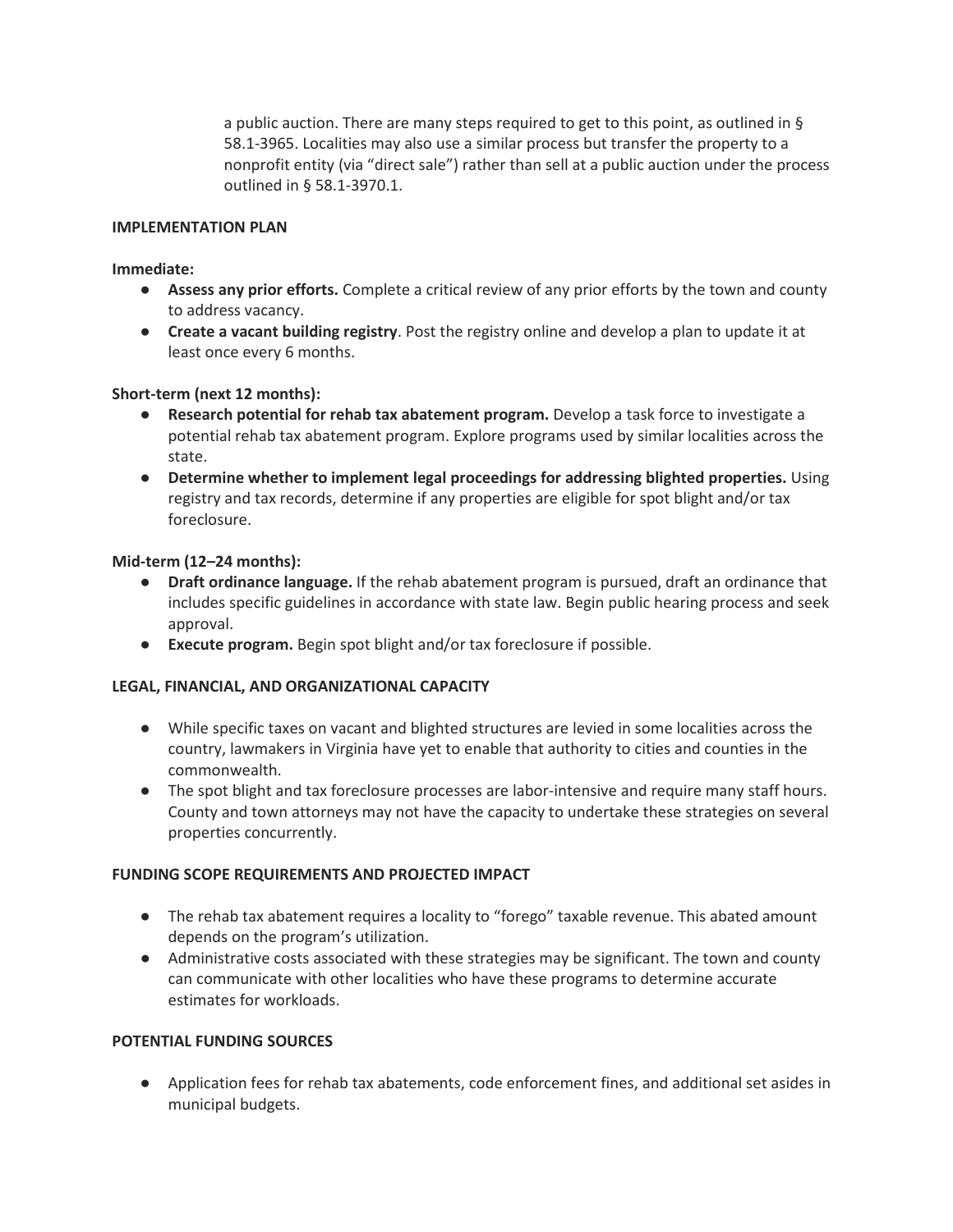a public auction. There are many steps required to get to this point, as outlined in § 58.1-3965. Localities may also use a similar process but transfer the property to a nonprofit entity (via "direct sale") rather than sell at a public auction under the process outlined in § 58.1-3970.1.

**IMPLEMENTATION PLAN**

**Immediate:**

- **Assess any prior efforts.** Complete a critical review of any prior efforts by the town and county to address vacancy.
- **Create a vacant building registry**. Post the registry online and develop a plan to update it at least once every 6 months.

**Short-term (next 12 months):**

- **Research potential for rehab tax abatement program.** Develop a task force to investigate a potential rehab tax abatement program. Explore programs used by similar localities across the state.
- **Determine whether to implement legal proceedings for addressing blighted properties.** Using registry and tax records, determine if any properties are eligible for spot blight and/or tax foreclosure.

**Mid-term (12–24 months):**

- **Draft ordinance language.** If the rehab abatement program is pursued, draft an ordinance that includes specific guidelines in accordance with state law. Begin public hearing process and seek approval.
- **Execute program.** Begin spot blight and/or tax foreclosure if possible.

**LEGAL, FINANCIAL, AND ORGANIZATIONAL CAPACITY**

- While specific taxes on vacant and blighted structures are levied in some localities across the country, lawmakers in Virginia have yet to enable that authority to cities and counties in the commonwealth.
- The spot blight and tax foreclosure processes are labor-intensive and require many staff hours. County and town attorneys may not have the capacity to undertake these strategies on several properties concurrently.

**FUNDING SCOPE REQUIREMENTS AND PROJECTED IMPACT**

- The rehab tax abatement requires a locality to "forego" taxable revenue. This abated amount depends on the program's utilization.
- Administrative costs associated with these strategies may be significant. The town and county can communicate with other localities who have these programs to determine accurate estimates for workloads.

**POTENTIAL FUNDING SOURCES**

- Application fees for rehab tax abatements, code enforcement fines, and additional set asides in municipal budgets.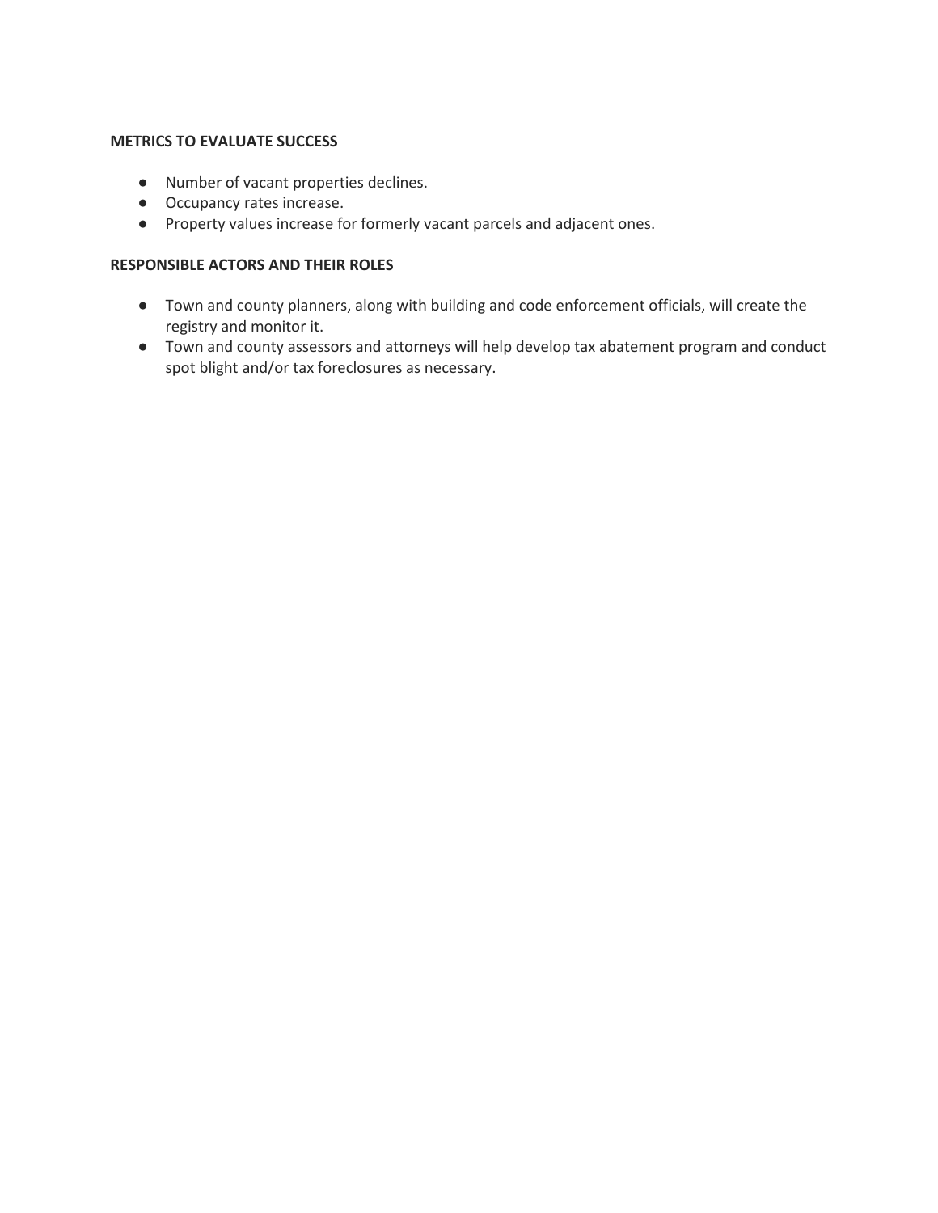**METRICS TO EVALUATE SUCCESS**

- Number of vacant properties declines.
- Occupancy rates increase.
- Property values increase for formerly vacant parcels and adjacent ones.

**RESPONSIBLE ACTORS AND THEIR ROLES**

- Town and county planners, along with building and code enforcement officials, will create the registry and monitor it.
- Town and county assessors and attorneys will help develop tax abatement program and conduct spot blight and/or tax foreclosures as necessary.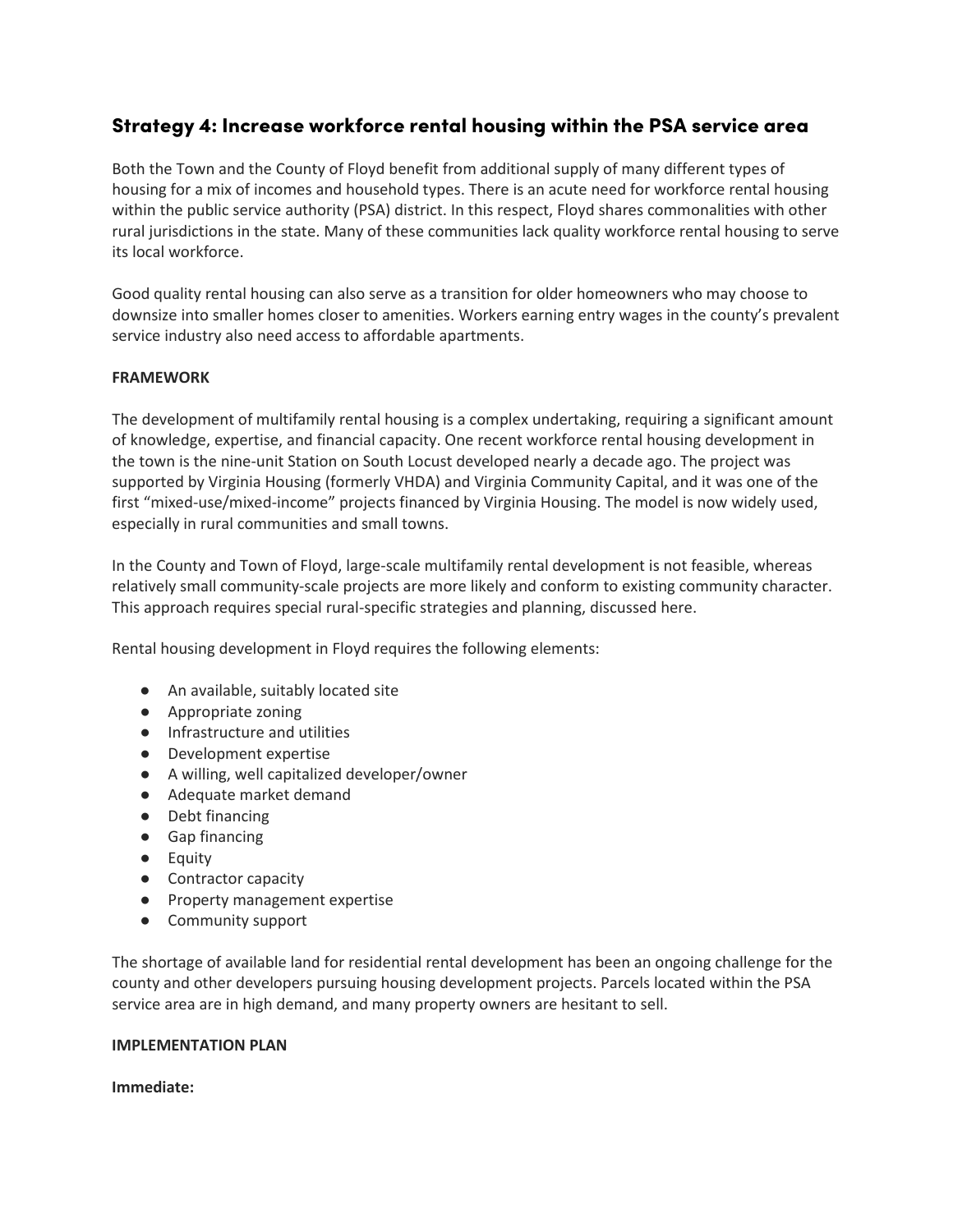## Strategy 4: Increase workforce rental housing within the PSA service area

Both the Town and the County of Floyd benefit from additional supply of many different types of housing for a mix of incomes and household types. There is an acute need for workforce rental housing within the public service authority (PSA) district. In this respect, Floyd shares commonalities with other rural jurisdictions in the state. Many of these communities lack quality workforce rental housing to serve its local workforce.

Good quality rental housing can also serve as a transition for older homeowners who may choose to downsize into smaller homes closer to amenities. Workers earning entry wages in the county's prevalent service industry also need access to affordable apartments.

**FRAMEWORK**

The development of multifamily rental housing is a complex undertaking, requiring a significant amount of knowledge, expertise, and financial capacity. One recent workforce rental housing development in the town is the nine-unit Station on South Locust developed nearly a decade ago. The project was supported by Virginia Housing (formerly VHDA) and Virginia Community Capital, and it was one of the first "mixed-use/mixed-income" projects financed by Virginia Housing. The model is now widely used, especially in rural communities and small towns.

In the County and Town of Floyd, large-scale multifamily rental development is not feasible, whereas relatively small community-scale projects are more likely and conform to existing community character. This approach requires special rural-specific strategies and planning, discussed here.

Rental housing development in Floyd requires the following elements:

- An available, suitably located site
- Appropriate zoning
- Infrastructure and utilities
- Development expertise
- A willing, well capitalized developer/owner
- Adequate market demand
- Debt financing
- Gap financing
- Equity
- Contractor capacity
- Property management expertise
- Community support

The shortage of available land for residential rental development has been an ongoing challenge for the county and other developers pursuing housing development projects. Parcels located within the PSA service area are in high demand, and many property owners are hesitant to sell.

**IMPLEMENTATION PLAN**

**Immediate:**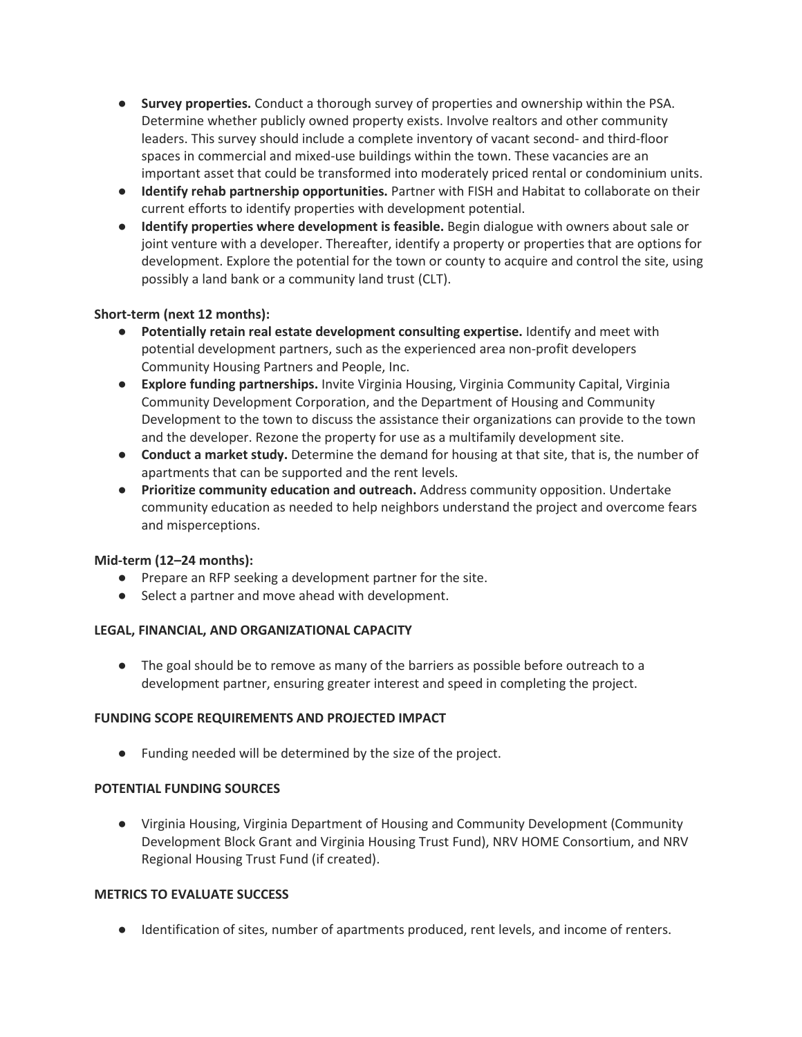- **Survey properties.** Conduct a thorough survey of properties and ownership within the PSA. Determine whether publicly owned property exists. Involve realtors and other community leaders. This survey should include a complete inventory of vacant second- and third-floor spaces in commercial and mixed-use buildings within the town. These vacancies are an important asset that could be transformed into moderately priced rental or condominium units.
- **Identify rehab partnership opportunities.** Partner with FISH and Habitat to collaborate on their current efforts to identify properties with development potential.
- **Identify properties where development is feasible.** Begin dialogue with owners about sale or joint venture with a developer. Thereafter, identify a property or properties that are options for development. Explore the potential for the town or county to acquire and control the site, using possibly a land bank or a community land trust (CLT).

**Short-term (next 12 months):**

- **Potentially retain real estate development consulting expertise.** Identify and meet with potential development partners, such as the experienced area non-profit developers Community Housing Partners and People, Inc.
- **Explore funding partnerships.** Invite Virginia Housing, Virginia Community Capital, Virginia Community Development Corporation, and the Department of Housing and Community Development to the town to discuss the assistance their organizations can provide to the town and the developer. Rezone the property for use as a multifamily development site.
- **Conduct a market study.** Determine the demand for housing at that site, that is, the number of apartments that can be supported and the rent levels.
- **Prioritize community education and outreach.** Address community opposition. Undertake community education as needed to help neighbors understand the project and overcome fears and misperceptions.

**Mid-term (12–24 months):**

- Prepare an RFP seeking a development partner for the site.
- Select a partner and move ahead with development.

**LEGAL, FINANCIAL, AND ORGANIZATIONAL CAPACITY**

- The goal should be to remove as many of the barriers as possible before outreach to a development partner, ensuring greater interest and speed in completing the project.

**FUNDING SCOPE REQUIREMENTS AND PROJECTED IMPACT**

- Funding needed will be determined by the size of the project.

**POTENTIAL FUNDING SOURCES**

- Virginia Housing, Virginia Department of Housing and Community Development (Community Development Block Grant and Virginia Housing Trust Fund), NRV HOME Consortium, and NRV Regional Housing Trust Fund (if created).

**METRICS TO EVALUATE SUCCESS**

- Identification of sites, number of apartments produced, rent levels, and income of renters.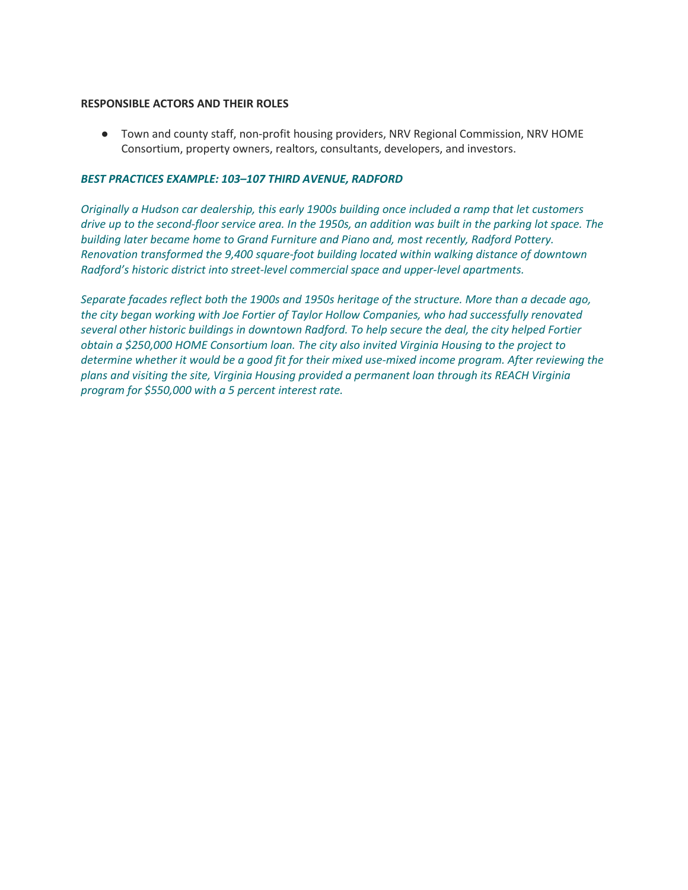**RESPONSIBLE ACTORS AND THEIR ROLES**

- Town and county staff, non-profit housing providers, NRV Regional Commission, NRV HOME Consortium, property owners, realtors, consultants, developers, and investors.

***BEST PRACTICES EXAMPLE: 103–107 THIRD AVENUE, RADFORD***

*Originally a Hudson car dealership, this early 1900s building once included a ramp that let customers drive up to the second-floor service area. In the 1950s, an addition was built in the parking lot space. The building later became home to Grand Furniture and Piano and, most recently, Radford Pottery. Renovation transformed the 9,400 square-foot building located within walking distance of downtown Radford's historic district into street-level commercial space and upper-level apartments.*

*Separate facades reflect both the 1900s and 1950s heritage of the structure. More than a decade ago, the city began working with Joe Fortier of Taylor Hollow Companies, who had successfully renovated several other historic buildings in downtown Radford. To help secure the deal, the city helped Fortier obtain a $250,000 HOME Consortium loan. The city also invited Virginia Housing to the project to determine whether it would be a good fit for their mixed use-mixed income program. After reviewing the plans and visiting the site, Virginia Housing provided a permanent loan through its REACH Virginia program for $550,000 with a 5 percent interest rate.*